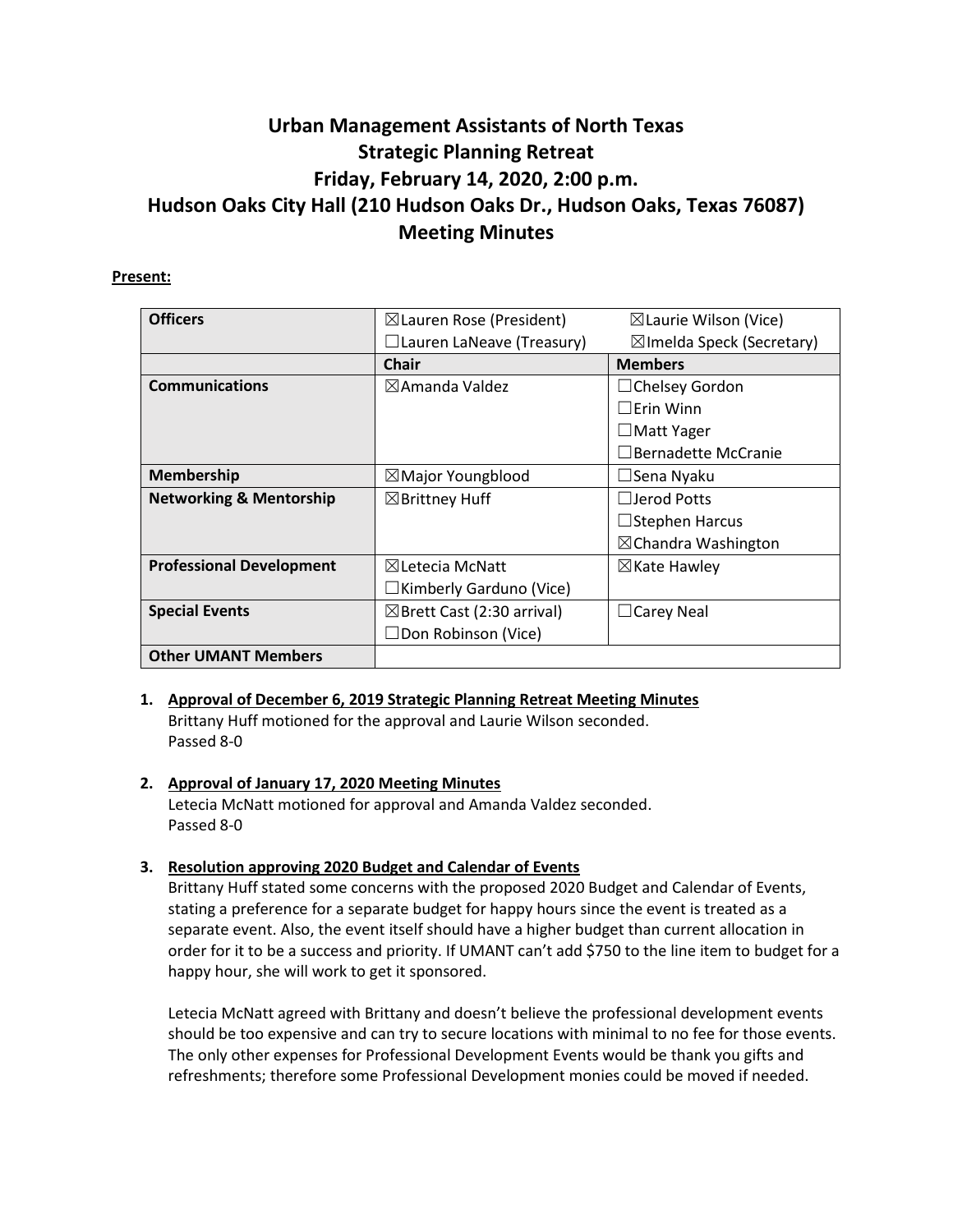# Urban Management Assistants of North Texas
# Strategic Planning Retreat
# Friday, February 14, 2020, 2:00 p.m.
# Hudson Oaks City Hall (210 Hudson Oaks Dr., Hudson Oaks, Texas 76087)
# Meeting Minutes

**Present:**

| **Officers** | ☒Lauren Rose (President)<br>☐Lauren LaNeave (Treasury) | ☒Laurie Wilson (Vice)<br>☒Imelda Speck (Secretary) |
|---|---|---|
| | **Chair** | **Members** |
| **Communications** | ☒Amanda Valdez | ☐Chelsey Gordon<br>☐Erin Winn<br>☐Matt Yager<br>☐Bernadette McCranie |
| **Membership** | ☒Major Youngblood | ☐Sena Nyaku |
| **Networking & Mentorship** | ☒Brittney Huff | ☐Jerod Potts<br>☐Stephen Harcus<br>☒Chandra Washington |
| **Professional Development** | ☒Letecia McNatt<br>☐Kimberly Garduno (Vice) | ☒Kate Hawley |
| **Special Events** | ☒Brett Cast (2:30 arrival)<br>☐Don Robinson (Vice) | ☐Carey Neal |
| **Other UMANT Members** | | |

1. **<u>Approval of December 6, 2019 Strategic Planning Retreat Meeting Minutes</u>**
   Brittany Huff motioned for the approval and Laurie Wilson seconded.
   Passed 8-0

2. **<u>Approval of January 17, 2020 Meeting Minutes</u>**
   Letecia McNatt motioned for approval and Amanda Valdez seconded.
   Passed 8-0

3. **<u>Resolution approving 2020 Budget and Calendar of Events</u>**
   Brittany Huff stated some concerns with the proposed 2020 Budget and Calendar of Events, stating a preference for a separate budget for happy hours since the event is treated as a separate event. Also, the event itself should have a higher budget than current allocation in order for it to be a success and priority. If UMANT can't add $750 to the line item to budget for a happy hour, she will work to get it sponsored.

   Letecia McNatt agreed with Brittany and doesn't believe the professional development events should be too expensive and can try to secure locations with minimal to no fee for those events. The only other expenses for Professional Development Events would be thank you gifts and refreshments; therefore some Professional Development monies could be moved if needed.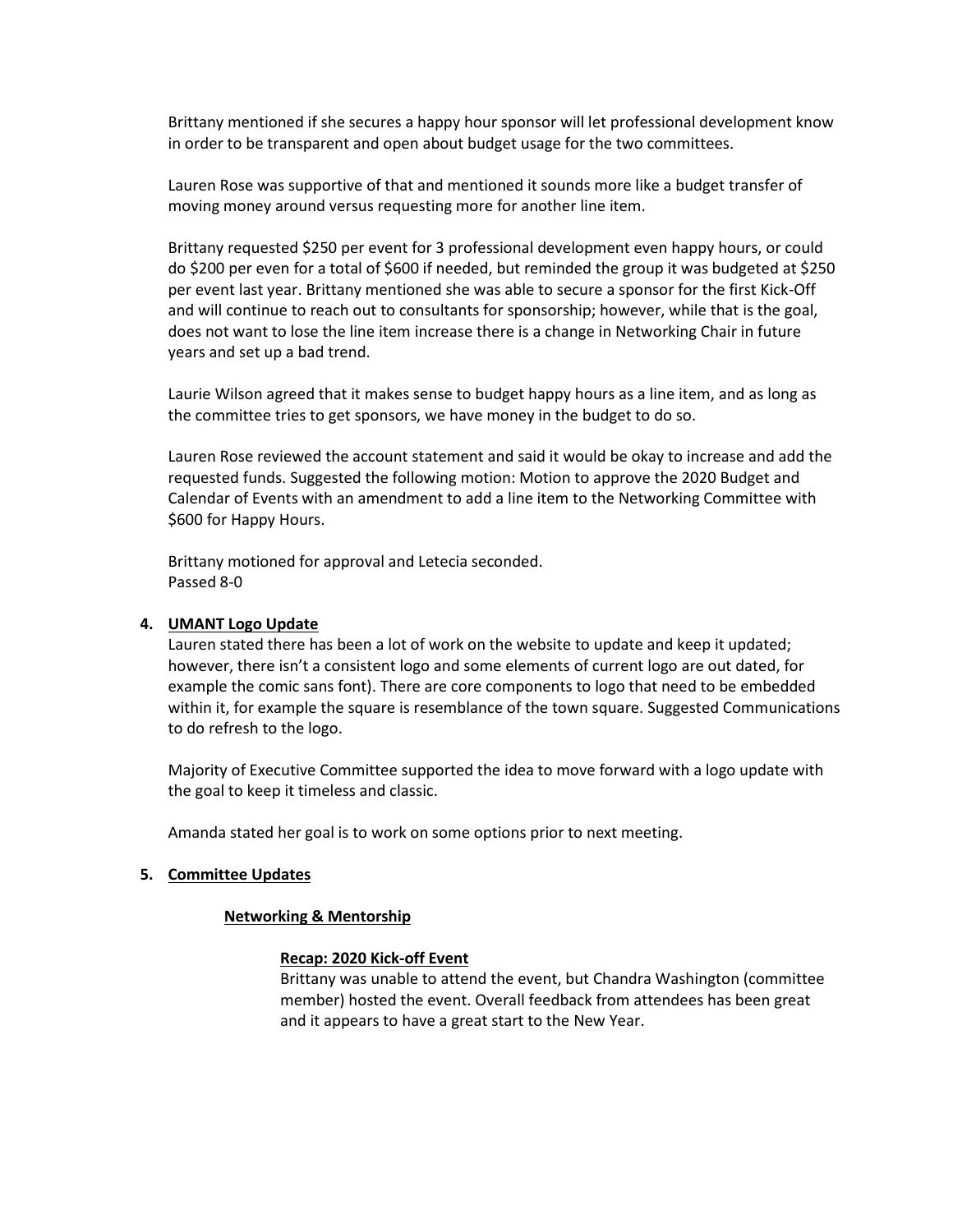Brittany mentioned if she secures a happy hour sponsor will let professional development know in order to be transparent and open about budget usage for the two committees.

Lauren Rose was supportive of that and mentioned it sounds more like a budget transfer of moving money around versus requesting more for another line item.

Brittany requested $250 per event for 3 professional development even happy hours, or could do $200 per even for a total of $600 if needed, but reminded the group it was budgeted at $250 per event last year. Brittany mentioned she was able to secure a sponsor for the first Kick-Off and will continue to reach out to consultants for sponsorship; however, while that is the goal, does not want to lose the line item increase there is a change in Networking Chair in future years and set up a bad trend.

Laurie Wilson agreed that it makes sense to budget happy hours as a line item, and as long as the committee tries to get sponsors, we have money in the budget to do so.

Lauren Rose reviewed the account statement and said it would be okay to increase and add the requested funds. Suggested the following motion: Motion to approve the 2020 Budget and Calendar of Events with an amendment to add a line item to the Networking Committee with $600 for Happy Hours.

Brittany motioned for approval and Letecia seconded.
Passed 8-0

**4. UMANT Logo Update**

Lauren stated there has been a lot of work on the website to update and keep it updated; however, there isn't a consistent logo and some elements of current logo are out dated, for example the comic sans font). There are core components to logo that need to be embedded within it, for example the square is resemblance of the town square. Suggested Communications to do refresh to the logo.

Majority of Executive Committee supported the idea to move forward with a logo update with the goal to keep it timeless and classic.

Amanda stated her goal is to work on some options prior to next meeting.

**5. Committee Updates**

**Networking & Mentorship**

**Recap: 2020 Kick-off Event**

Brittany was unable to attend the event, but Chandra Washington (committee member) hosted the event. Overall feedback from attendees has been great and it appears to have a great start to the New Year.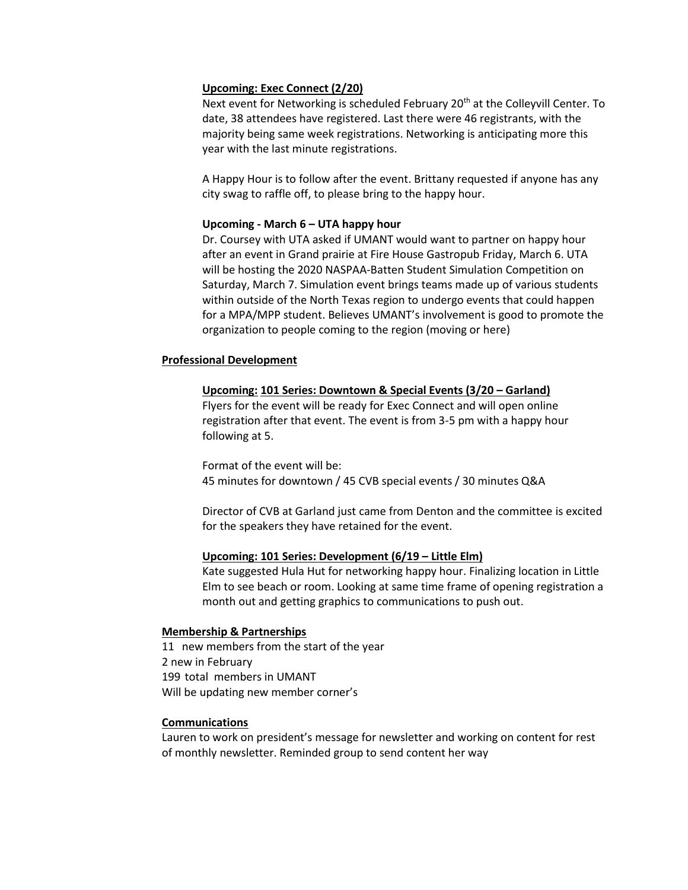**Upcoming: Exec Connect (2/20)**

Next event for Networking is scheduled February 20th at the Colleyvill Center. To date, 38 attendees have registered. Last there were 46 registrants, with the majority being same week registrations. Networking is anticipating more this year with the last minute registrations.

A Happy Hour is to follow after the event. Brittany requested if anyone has any city swag to raffle off, to please bring to the happy hour.

**Upcoming - March 6 – UTA happy hour**

Dr. Coursey with UTA asked if UMANT would want to partner on happy hour after an event in Grand prairie at Fire House Gastropub Friday, March 6. UTA will be hosting the 2020 NASPAA-Batten Student Simulation Competition on Saturday, March 7. Simulation event brings teams made up of various students within outside of the North Texas region to undergo events that could happen for a MPA/MPP student. Believes UMANT's involvement is good to promote the organization to people coming to the region (moving or here)

**Professional Development**

**Upcoming: 101 Series: Downtown & Special Events (3/20 – Garland)**

Flyers for the event will be ready for Exec Connect and will open online registration after that event. The event is from 3-5 pm with a happy hour following at 5.

Format of the event will be:
45 minutes for downtown / 45 CVB special events / 30 minutes Q&A

Director of CVB at Garland just came from Denton and the committee is excited for the speakers they have retained for the event.

**Upcoming: 101 Series: Development (6/19 – Little Elm)**

Kate suggested Hula Hut for networking happy hour. Finalizing location in Little Elm to see beach or room. Looking at same time frame of opening registration a month out and getting graphics to communications to push out.

**Membership & Partnerships**

11 new members from the start of the year
2 new in February
199 total members in UMANT
Will be updating new member corner's

**Communications**

Lauren to work on president's message for newsletter and working on content for rest of monthly newsletter. Reminded group to send content her way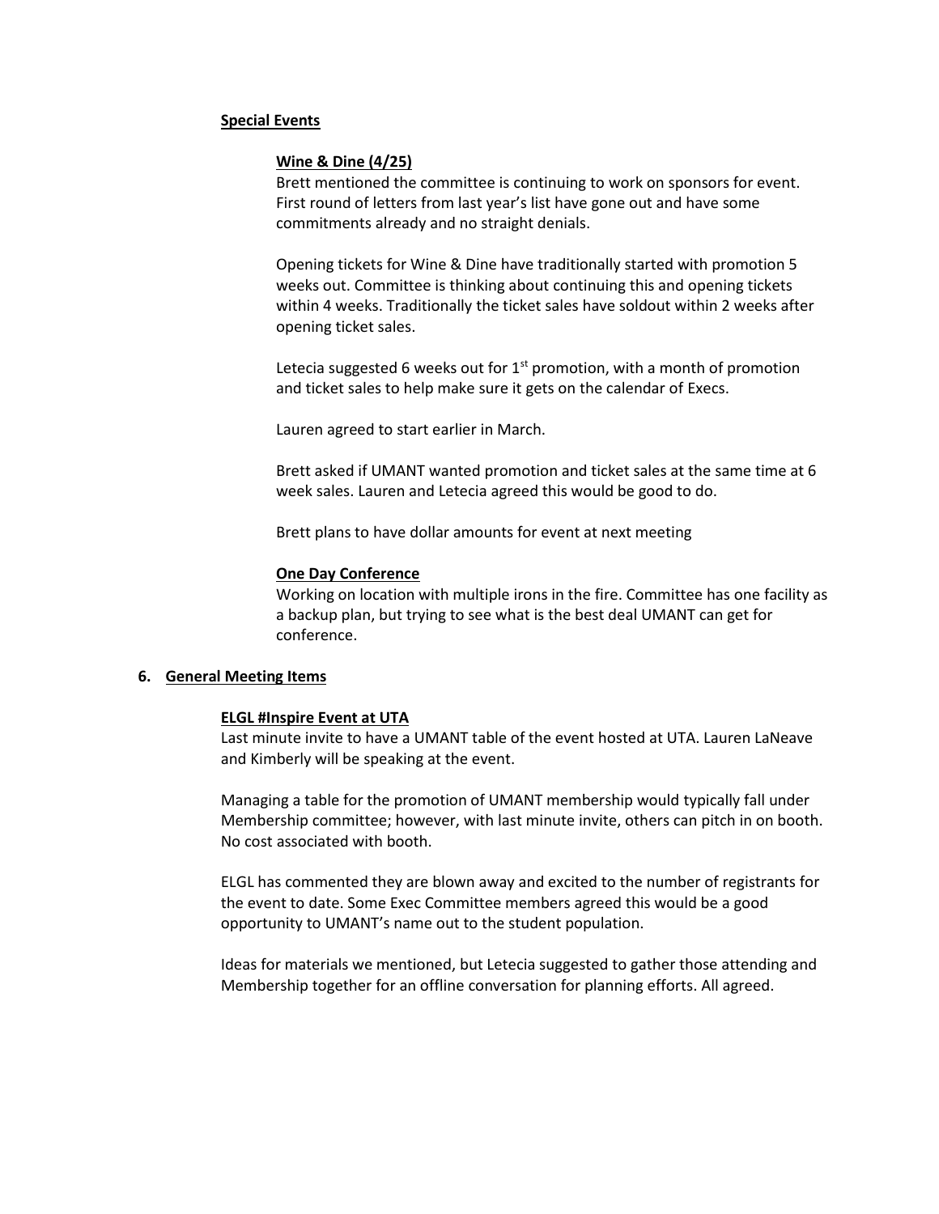**Special Events**

**Wine & Dine (4/25)**

Brett mentioned the committee is continuing to work on sponsors for event. First round of letters from last year's list have gone out and have some commitments already and no straight denials.

Opening tickets for Wine & Dine have traditionally started with promotion 5 weeks out. Committee is thinking about continuing this and opening tickets within 4 weeks. Traditionally the ticket sales have soldout within 2 weeks after opening ticket sales.

Letecia suggested 6 weeks out for 1st promotion, with a month of promotion and ticket sales to help make sure it gets on the calendar of Execs.

Lauren agreed to start earlier in March.

Brett asked if UMANT wanted promotion and ticket sales at the same time at 6 week sales. Lauren and Letecia agreed this would be good to do.

Brett plans to have dollar amounts for event at next meeting

**One Day Conference**

Working on location with multiple irons in the fire. Committee has one facility as a backup plan, but trying to see what is the best deal UMANT can get for conference.

## 6. General Meeting Items

**ELGL #Inspire Event at UTA**

Last minute invite to have a UMANT table of the event hosted at UTA. Lauren LaNeave and Kimberly will be speaking at the event.

Managing a table for the promotion of UMANT membership would typically fall under Membership committee; however, with last minute invite, others can pitch in on booth. No cost associated with booth.

ELGL has commented they are blown away and excited to the number of registrants for the event to date. Some Exec Committee members agreed this would be a good opportunity to UMANT's name out to the student population.

Ideas for materials we mentioned, but Letecia suggested to gather those attending and Membership together for an offline conversation for planning efforts. All agreed.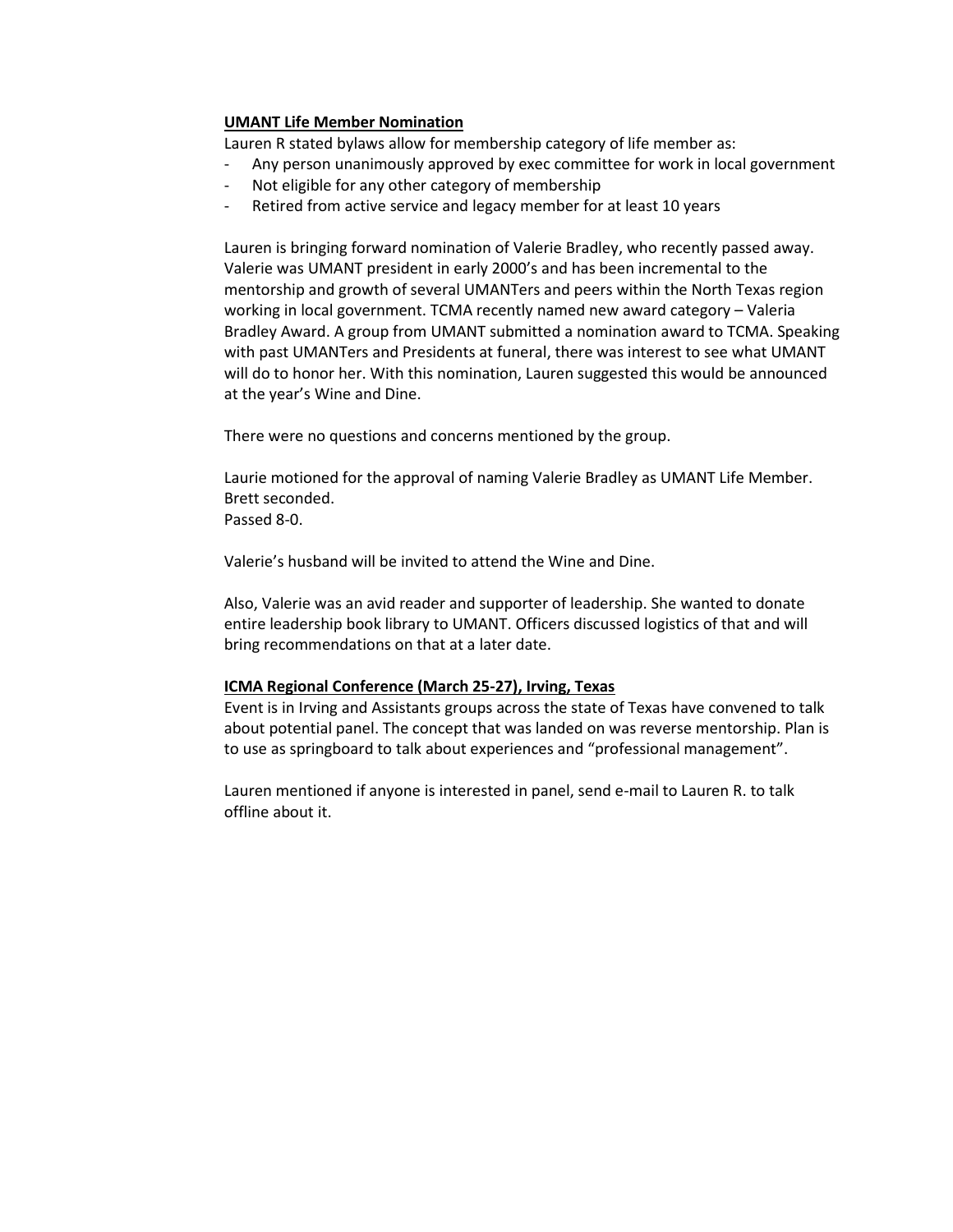**UMANT Life Member Nomination**

Lauren R stated bylaws allow for membership category of life member as:

- Any person unanimously approved by exec committee for work in local government
- Not eligible for any other category of membership
- Retired from active service and legacy member for at least 10 years

Lauren is bringing forward nomination of Valerie Bradley, who recently passed away. Valerie was UMANT president in early 2000's and has been incremental to the mentorship and growth of several UMANTers and peers within the North Texas region working in local government. TCMA recently named new award category – Valeria Bradley Award. A group from UMANT submitted a nomination award to TCMA. Speaking with past UMANTers and Presidents at funeral, there was interest to see what UMANT will do to honor her. With this nomination, Lauren suggested this would be announced at the year's Wine and Dine.

There were no questions and concerns mentioned by the group.

Laurie motioned for the approval of naming Valerie Bradley as UMANT Life Member. Brett seconded.
Passed 8-0.

Valerie's husband will be invited to attend the Wine and Dine.

Also, Valerie was an avid reader and supporter of leadership. She wanted to donate entire leadership book library to UMANT. Officers discussed logistics of that and will bring recommendations on that at a later date.

**ICMA Regional Conference (March 25-27), Irving, Texas**

Event is in Irving and Assistants groups across the state of Texas have convened to talk about potential panel. The concept that was landed on was reverse mentorship. Plan is to use as springboard to talk about experiences and "professional management".

Lauren mentioned if anyone is interested in panel, send e-mail to Lauren R. to talk offline about it.